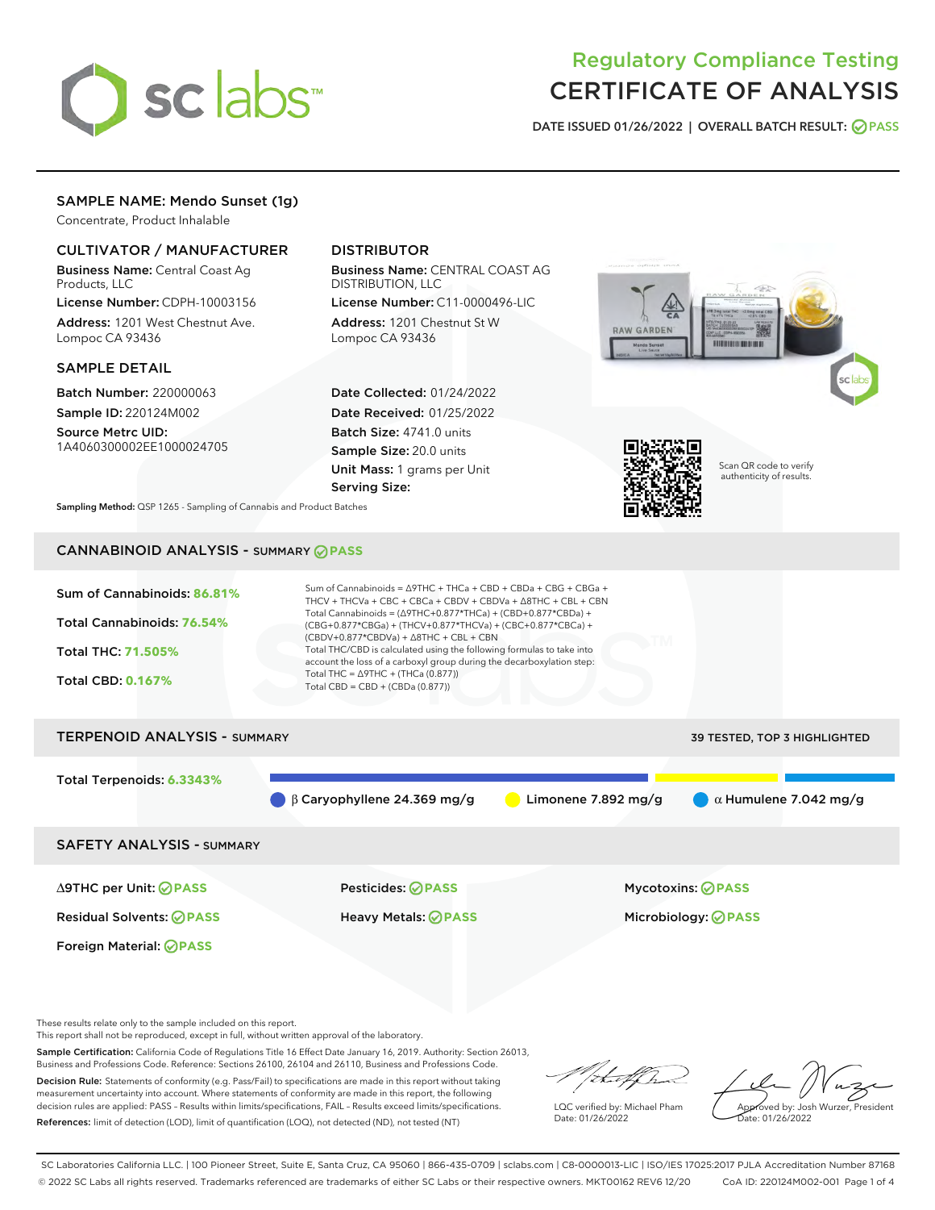# Regulatory Compliance Testing
# CERTIFICATE OF ANALYSIS

DATE ISSUED 01/26/2022 | OVERALL BATCH RESULT: PASS

## SAMPLE NAME: Mendo Sunset (1g)

Concentrate, Product Inhalable

### CULTIVATOR / MANUFACTURER

**Business Name:** Central Coast Ag Products, LLC
**License Number:** CDPH-10003156
**Address:** 1201 West Chestnut Ave. Lompoc CA 93436

### DISTRIBUTOR

**Business Name:** CENTRAL COAST AG DISTRIBUTION, LLC
**License Number:** C11-0000496-LIC
**Address:** 1201 Chestnut St W Lompoc CA 93436

### SAMPLE DETAIL

**Batch Number:** 220000063
**Sample ID:** 220124M002
**Source Metrc UID:** 1A4060300002EE1000024705

**Date Collected:** 01/24/2022
**Date Received:** 01/25/2022
**Batch Size:** 4741.0 units
**Sample Size:** 20.0 units
**Unit Mass:** 1 grams per Unit
**Serving Size:**

Scan QR code to verify authenticity of results.

**Sampling Method:** QSP 1265 - Sampling of Cannabis and Product Batches

## CANNABINOID ANALYSIS - SUMMARY PASS

**Sum of Cannabinoids:** 86.81%
**Total Cannabinoids:** 76.54%
**Total THC:** 71.505%
**Total CBD:** 0.167%

Sum of Cannabinoids = Δ9THC + THCa + CBD + CBDa + CBG + CBGa + THCV + THCVa + CBC + CBCa + CBDV + CBDVa + Δ8THC + CBL + CBN
Total Cannabinoids = (Δ9THC+0.877*THCa) + (CBD+0.877*CBDa) + (CBG+0.877*CBGa) + (THCV+0.877*THCVa) + (CBC+0.877*CBCa) + (CBDV+0.877*CBDVa) + Δ8THC + CBL + CBN
Total THC/CBD is calculated using the following formulas to take into account the loss of a carboxyl group during the decarboxylation step:
Total THC = Δ9THC + (THCa (0.877))
Total CBD = CBD + (CBDa (0.877))

## TERPENOID ANALYSIS - SUMMARY

39 TESTED, TOP 3 HIGHLIGHTED

**Total Terpenoids:** 6.3343%

β Caryophyllene 24.369 mg/g | Limonene 7.892 mg/g | α Humulene 7.042 mg/g

## SAFETY ANALYSIS - SUMMARY

| | | |
|---|---|---|
| Δ9THC per Unit: PASS | Pesticides: PASS | Mycotoxins: PASS |
| Residual Solvents: PASS | Heavy Metals: PASS | Microbiology: PASS |
| Foreign Material: PASS | | |

These results relate only to the sample included on this report.
This report shall not be reproduced, except in full, without written approval of the laboratory.

**Sample Certification:** California Code of Regulations Title 16 Effect Date January 16, 2019. Authority: Section 26013, Business and Professions Code. Reference: Sections 26100, 26104 and 26110, Business and Professions Code.

**Decision Rule:** Statements of conformity (e.g. Pass/Fail) to specifications are made in this report without taking measurement uncertainty into account. Where statements of conformity are made in this report, the following decision rules are applied: PASS – Results within limits/specifications, FAIL – Results exceed limits/specifications.

**References:** limit of detection (LOD), limit of quantification (LOQ), not detected (ND), not tested (NT)

LQC verified by: Michael Pham
Date: 01/26/2022

Approved by: Josh Wurzer, President
Date: 01/26/2022

SC Laboratories California LLC. | 100 Pioneer Street, Suite E, Santa Cruz, CA 95060 | 866-435-0709 | sclabs.com | C8-0000013-LIC | ISO/IES 17025:2017 PJLA Accreditation Number 87168
© 2022 SC Labs all rights reserved. Trademarks referenced are trademarks of either SC Labs or their respective owners. MKT00162 REV6 12/20 CoA ID: 220124M002-001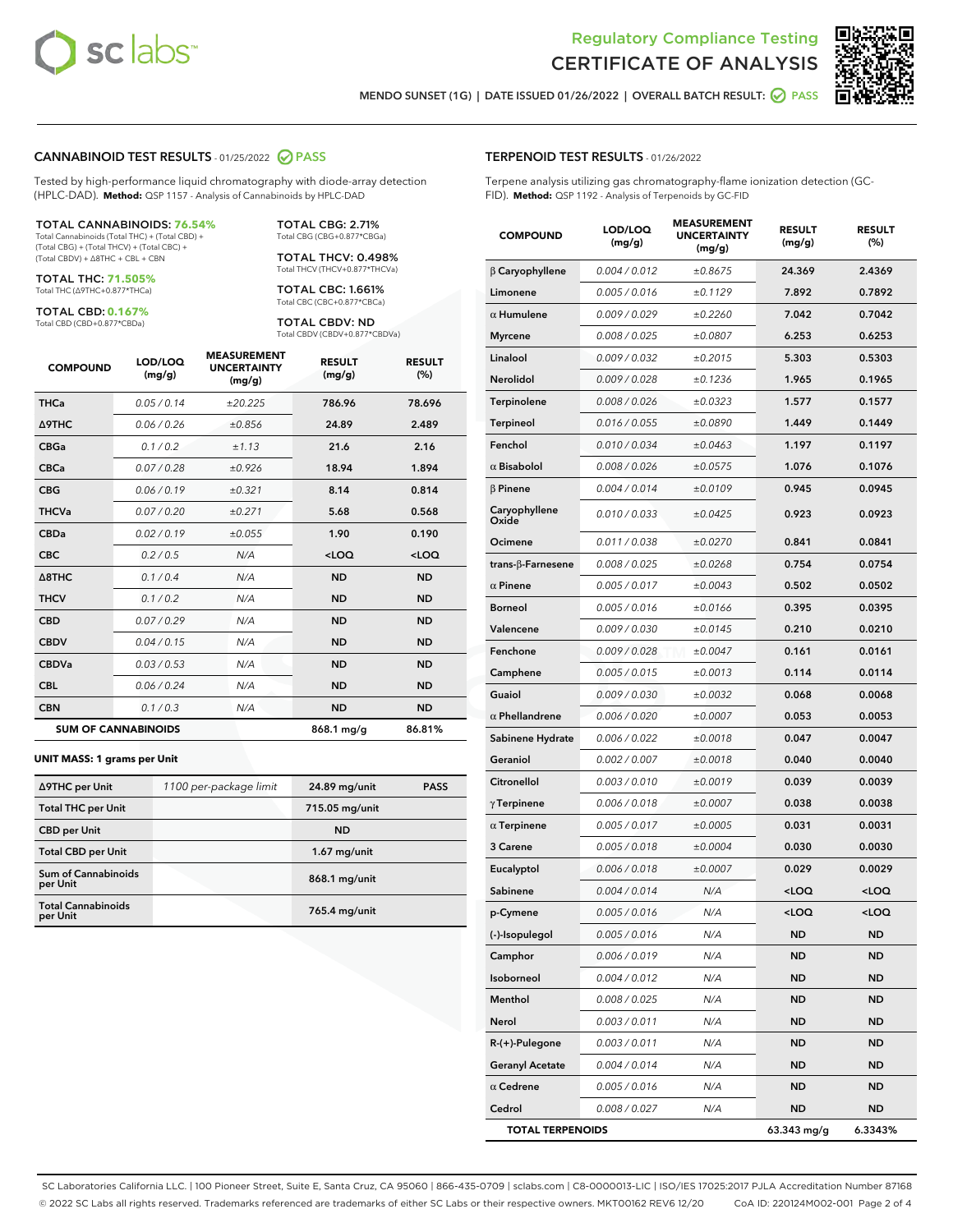# Regulatory Compliance Testing
# CERTIFICATE OF ANALYSIS

MENDO SUNSET (1G) | DATE ISSUED 01/26/2022 | OVERALL BATCH RESULT: PASS

## CANNABINOID TEST RESULTS - 01/25/2022 PASS

Tested by high-performance liquid chromatography with diode-array detection (HPLC-DAD). **Method:** QSP 1157 - Analysis of Cannabinoids by HPLC-DAD

**TOTAL CANNABINOIDS: 76.54%**
Total Cannabinoids (Total THC) + (Total CBD) + (Total CBG) + (Total THCV) + (Total CBC) + (Total CBDV) + Δ8THC + CBL + CBN

**TOTAL THC: 71.505%**
Total THC (Δ9THC+0.877*THCa)

**TOTAL CBD: 0.167%**
Total CBD (CBD+0.877*CBDa)

**TOTAL CBG: 2.71%**
Total CBG (CBG+0.877*CBGa)

**TOTAL THCV: 0.498%**
Total THCV (THCV+0.877*THCVa)

**TOTAL CBC: 1.661%**
Total CBC (CBC+0.877*CBCa)

**TOTAL CBDV: ND**
Total CBDV (CBDV+0.877*CBDVa)

| COMPOUND | LOD/LOQ (mg/g) | MEASUREMENT UNCERTAINTY (mg/g) | RESULT (mg/g) | RESULT (%) |
|---|---|---|---|---|
| THCa | 0.05 / 0.14 | ±20.225 | 786.96 | 78.696 |
| Δ9THC | 0.06 / 0.26 | ±0.856 | 24.89 | 2.489 |
| CBGa | 0.1 / 0.2 | ±1.13 | 21.6 | 2.16 |
| CBCa | 0.07 / 0.28 | ±0.926 | 18.94 | 1.894 |
| CBG | 0.06 / 0.19 | ±0.321 | 8.14 | 0.814 |
| THCVa | 0.07 / 0.20 | ±0.271 | 5.68 | 0.568 |
| CBDa | 0.02 / 0.19 | ±0.055 | 1.90 | 0.190 |
| CBC | 0.2 / 0.5 | N/A | <LOQ | <LOQ |
| Δ8THC | 0.1 / 0.4 | N/A | ND | ND |
| THCV | 0.1 / 0.2 | N/A | ND | ND |
| CBD | 0.07 / 0.29 | N/A | ND | ND |
| CBDV | 0.04 / 0.15 | N/A | ND | ND |
| CBDVa | 0.03 / 0.53 | N/A | ND | ND |
| CBL | 0.06 / 0.24 | N/A | ND | ND |
| CBN | 0.1 / 0.3 | N/A | ND | ND |
| **SUM OF CANNABINOIDS** | | | 868.1 mg/g | 86.81% |

**UNIT MASS: 1 grams per Unit**

| | | | |
|---|---|---|---|
| Δ9THC per Unit | 1100 per-package limit | 24.89 mg/unit | PASS |
| Total THC per Unit | | 715.05 mg/unit | |
| CBD per Unit | | ND | |
| Total CBD per Unit | | 1.67 mg/unit | |
| Sum of Cannabinoids per Unit | | 868.1 mg/unit | |
| Total Cannabinoids per Unit | | 765.4 mg/unit | |

## TERPENOID TEST RESULTS - 01/26/2022

Terpene analysis utilizing gas chromatography-flame ionization detection (GC-FID). **Method:** QSP 1192 - Analysis of Terpenoids by GC-FID

| COMPOUND | LOD/LOQ (mg/g) | MEASUREMENT UNCERTAINTY (mg/g) | RESULT (mg/g) | RESULT (%) |
|---|---|---|---|---|
| β Caryophyllene | 0.004 / 0.012 | ±0.8675 | 24.369 | 2.4369 |
| Limonene | 0.005 / 0.016 | ±0.1129 | 7.892 | 0.7892 |
| α Humulene | 0.009 / 0.029 | ±0.2260 | 7.042 | 0.7042 |
| Myrcene | 0.008 / 0.025 | ±0.0807 | 6.253 | 0.6253 |
| Linalool | 0.009 / 0.032 | ±0.2015 | 5.303 | 0.5303 |
| Nerolidol | 0.009 / 0.028 | ±0.1236 | 1.965 | 0.1965 |
| Terpinolene | 0.008 / 0.026 | ±0.0323 | 1.577 | 0.1577 |
| Terpineol | 0.016 / 0.055 | ±0.0890 | 1.449 | 0.1449 |
| Fenchol | 0.010 / 0.034 | ±0.0463 | 1.197 | 0.1197 |
| α Bisabolol | 0.008 / 0.026 | ±0.0575 | 1.076 | 0.1076 |
| β Pinene | 0.004 / 0.014 | ±0.0109 | 0.945 | 0.0945 |
| Caryophyllene Oxide | 0.010 / 0.033 | ±0.0425 | 0.923 | 0.0923 |
| Ocimene | 0.011 / 0.038 | ±0.0270 | 0.841 | 0.0841 |
| trans-β-Farnesene | 0.008 / 0.025 | ±0.0268 | 0.754 | 0.0754 |
| α Pinene | 0.005 / 0.017 | ±0.0043 | 0.502 | 0.0502 |
| Borneol | 0.005 / 0.016 | ±0.0166 | 0.395 | 0.0395 |
| Valencene | 0.009 / 0.030 | ±0.0145 | 0.210 | 0.0210 |
| Fenchone | 0.009 / 0.028 | ±0.0047 | 0.161 | 0.0161 |
| Camphene | 0.005 / 0.015 | ±0.0013 | 0.114 | 0.0114 |
| Guaiol | 0.009 / 0.030 | ±0.0032 | 0.068 | 0.0068 |
| α Phellandrene | 0.006 / 0.020 | ±0.0007 | 0.053 | 0.0053 |
| Sabinene Hydrate | 0.006 / 0.022 | ±0.0018 | 0.047 | 0.0047 |
| Geraniol | 0.002 / 0.007 | ±0.0018 | 0.040 | 0.0040 |
| Citronellol | 0.003 / 0.010 | ±0.0019 | 0.039 | 0.0039 |
| γ Terpinene | 0.006 / 0.018 | ±0.0007 | 0.038 | 0.0038 |
| α Terpinene | 0.005 / 0.017 | ±0.0005 | 0.031 | 0.0031 |
| 3 Carene | 0.005 / 0.018 | ±0.0004 | 0.030 | 0.0030 |
| Eucalyptol | 0.006 / 0.018 | ±0.0007 | 0.029 | 0.0029 |
| Sabinene | 0.004 / 0.014 | N/A | <LOQ | <LOQ |
| p-Cymene | 0.005 / 0.016 | N/A | <LOQ | <LOQ |
| (-)-Isopulegol | 0.005 / 0.016 | N/A | ND | ND |
| Camphor | 0.006 / 0.019 | N/A | ND | ND |
| Isoborneol | 0.004 / 0.012 | N/A | ND | ND |
| Menthol | 0.008 / 0.025 | N/A | ND | ND |
| Nerol | 0.003 / 0.011 | N/A | ND | ND |
| R-(+)-Pulegone | 0.003 / 0.011 | N/A | ND | ND |
| Geranyl Acetate | 0.004 / 0.014 | N/A | ND | ND |
| α Cedrene | 0.005 / 0.016 | N/A | ND | ND |
| Cedrol | 0.008 / 0.027 | N/A | ND | ND |
| **TOTAL TERPENOIDS** | | | 63.343 mg/g | 6.3343% |

SC Laboratories California LLC. | 100 Pioneer Street, Suite E, Santa Cruz, CA 95060 | 866-435-0709 | sclabs.com | C8-0000013-LIC | ISO/IES 17025:2017 PJLA Accreditation Number 87168
© 2022 SC Labs all rights reserved. Trademarks referenced are trademarks of either SC Labs or their respective owners. MKT00162 REV6 12/20 CoA ID: 220124M002-001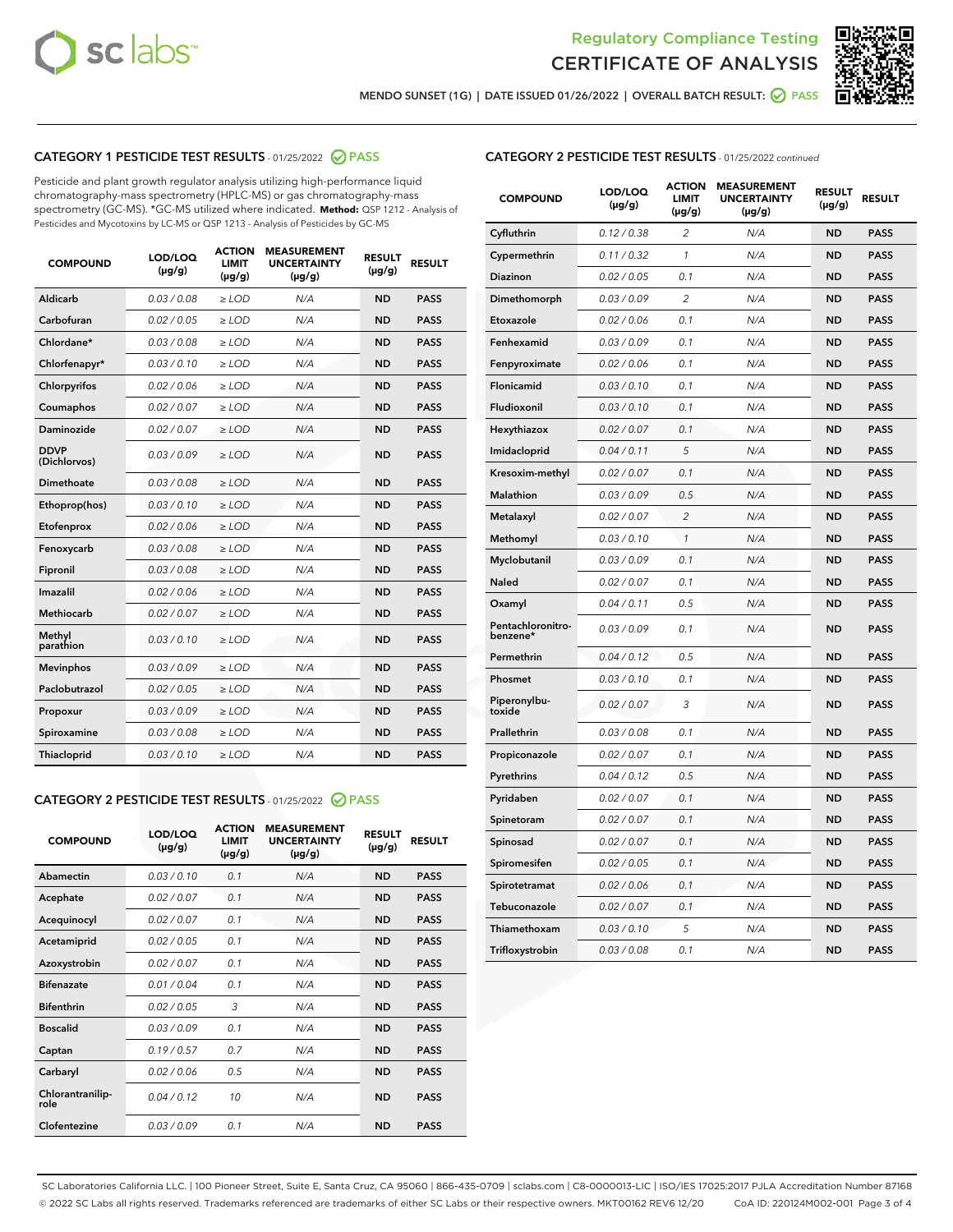# Regulatory Compliance Testing
# CERTIFICATE OF ANALYSIS

MENDO SUNSET (1G) | DATE ISSUED 01/26/2022 | OVERALL BATCH RESULT: PASS

## CATEGORY 1 PESTICIDE TEST RESULTS - 01/25/2022 PASS

Pesticide and plant growth regulator analysis utilizing high-performance liquid chromatography-mass spectrometry (HPLC-MS) or gas chromatography-mass spectrometry (GC-MS). *GC-MS utilized where indicated. **Method:** QSP 1212 - Analysis of Pesticides and Mycotoxins by LC-MS or QSP 1213 - Analysis of Pesticides by GC-MS

| COMPOUND | LOD/LOQ (µg/g) | ACTION LIMIT (µg/g) | MEASUREMENT UNCERTAINTY (µg/g) | RESULT (µg/g) | RESULT |
|---|---|---|---|---|---|
| Aldicarb | 0.03 / 0.08 | ≥ LOD | N/A | ND | PASS |
| Carbofuran | 0.02 / 0.05 | ≥ LOD | N/A | ND | PASS |
| Chlordane* | 0.03 / 0.08 | ≥ LOD | N/A | ND | PASS |
| Chlorfenapyr* | 0.03 / 0.10 | ≥ LOD | N/A | ND | PASS |
| Chlorpyrifos | 0.02 / 0.06 | ≥ LOD | N/A | ND | PASS |
| Coumaphos | 0.02 / 0.07 | ≥ LOD | N/A | ND | PASS |
| Daminozide | 0.02 / 0.07 | ≥ LOD | N/A | ND | PASS |
| DDVP (Dichlorvos) | 0.03 / 0.09 | ≥ LOD | N/A | ND | PASS |
| Dimethoate | 0.03 / 0.08 | ≥ LOD | N/A | ND | PASS |
| Ethoprop(hos) | 0.03 / 0.10 | ≥ LOD | N/A | ND | PASS |
| Etofenprox | 0.02 / 0.06 | ≥ LOD | N/A | ND | PASS |
| Fenoxycarb | 0.03 / 0.08 | ≥ LOD | N/A | ND | PASS |
| Fipronil | 0.03 / 0.08 | ≥ LOD | N/A | ND | PASS |
| Imazalil | 0.02 / 0.06 | ≥ LOD | N/A | ND | PASS |
| Methiocarb | 0.02 / 0.07 | ≥ LOD | N/A | ND | PASS |
| Methyl parathion | 0.03 / 0.10 | ≥ LOD | N/A | ND | PASS |
| Mevinphos | 0.03 / 0.09 | ≥ LOD | N/A | ND | PASS |
| Paclobutrazol | 0.02 / 0.05 | ≥ LOD | N/A | ND | PASS |
| Propoxur | 0.03 / 0.09 | ≥ LOD | N/A | ND | PASS |
| Spiroxamine | 0.03 / 0.08 | ≥ LOD | N/A | ND | PASS |
| Thiacloprid | 0.03 / 0.10 | ≥ LOD | N/A | ND | PASS |

## CATEGORY 2 PESTICIDE TEST RESULTS - 01/25/2022 PASS

| COMPOUND | LOD/LOQ (µg/g) | ACTION LIMIT (µg/g) | MEASUREMENT UNCERTAINTY (µg/g) | RESULT (µg/g) | RESULT |
|---|---|---|---|---|---|
| Abamectin | 0.03 / 0.10 | 0.1 | N/A | ND | PASS |
| Acephate | 0.02 / 0.07 | 0.1 | N/A | ND | PASS |
| Acequinocyl | 0.02 / 0.07 | 0.1 | N/A | ND | PASS |
| Acetamiprid | 0.02 / 0.05 | 0.1 | N/A | ND | PASS |
| Azoxystrobin | 0.02 / 0.07 | 0.1 | N/A | ND | PASS |
| Bifenazate | 0.01 / 0.04 | 0.1 | N/A | ND | PASS |
| Bifenthrin | 0.02 / 0.05 | 3 | N/A | ND | PASS |
| Boscalid | 0.03 / 0.09 | 0.1 | N/A | ND | PASS |
| Captan | 0.19 / 0.57 | 0.7 | N/A | ND | PASS |
| Carbaryl | 0.02 / 0.06 | 0.5 | N/A | ND | PASS |
| Chlorantraniliprole | 0.04 / 0.12 | 10 | N/A | ND | PASS |
| Clofentezine | 0.03 / 0.09 | 0.1 | N/A | ND | PASS |
| Cyfluthrin | 0.12 / 0.38 | 2 | N/A | ND | PASS |
| Cypermethrin | 0.11 / 0.32 | 1 | N/A | ND | PASS |
| Diazinon | 0.02 / 0.05 | 0.1 | N/A | ND | PASS |
| Dimethomorph | 0.03 / 0.09 | 2 | N/A | ND | PASS |
| Etoxazole | 0.02 / 0.06 | 0.1 | N/A | ND | PASS |
| Fenhexamid | 0.03 / 0.09 | 0.1 | N/A | ND | PASS |
| Fenpyroximate | 0.02 / 0.06 | 0.1 | N/A | ND | PASS |
| Flonicamid | 0.03 / 0.10 | 0.1 | N/A | ND | PASS |
| Fludioxonil | 0.03 / 0.10 | 0.1 | N/A | ND | PASS |
| Hexythiazox | 0.02 / 0.07 | 0.1 | N/A | ND | PASS |
| Imidacloprid | 0.04 / 0.11 | 5 | N/A | ND | PASS |
| Kresoxim-methyl | 0.02 / 0.07 | 0.1 | N/A | ND | PASS |
| Malathion | 0.03 / 0.09 | 0.5 | N/A | ND | PASS |
| Metalaxyl | 0.02 / 0.07 | 2 | N/A | ND | PASS |
| Methomyl | 0.03 / 0.10 | 1 | N/A | ND | PASS |
| Myclobutanil | 0.03 / 0.09 | 0.1 | N/A | ND | PASS |
| Naled | 0.02 / 0.07 | 0.1 | N/A | ND | PASS |
| Oxamyl | 0.04 / 0.11 | 0.5 | N/A | ND | PASS |
| Pentachloronitrobenzene* | 0.03 / 0.09 | 0.1 | N/A | ND | PASS |
| Permethrin | 0.04 / 0.12 | 0.5 | N/A | ND | PASS |
| Phosmet | 0.03 / 0.10 | 0.1 | N/A | ND | PASS |
| Piperonylbutoxide | 0.02 / 0.07 | 3 | N/A | ND | PASS |
| Prallethrin | 0.03 / 0.08 | 0.1 | N/A | ND | PASS |
| Propiconazole | 0.02 / 0.07 | 0.1 | N/A | ND | PASS |
| Pyrethrins | 0.04 / 0.12 | 0.5 | N/A | ND | PASS |
| Pyridaben | 0.02 / 0.07 | 0.1 | N/A | ND | PASS |
| Spinetoram | 0.02 / 0.07 | 0.1 | N/A | ND | PASS |
| Spinosad | 0.02 / 0.07 | 0.1 | N/A | ND | PASS |
| Spiromesifen | 0.02 / 0.05 | 0.1 | N/A | ND | PASS |
| Spirotetramat | 0.02 / 0.06 | 0.1 | N/A | ND | PASS |
| Tebuconazole | 0.02 / 0.07 | 0.1 | N/A | ND | PASS |
| Thiamethoxam | 0.03 / 0.10 | 5 | N/A | ND | PASS |
| Trifloxystrobin | 0.03 / 0.08 | 0.1 | N/A | ND | PASS |

SC Laboratories California LLC. | 100 Pioneer Street, Suite E, Santa Cruz, CA 95060 | 866-435-0709 | sclabs.com | C8-0000013-LIC | ISO/IES 17025:2017 PJLA Accreditation Number 87168
© 2022 SC Labs all rights reserved. Trademarks referenced are trademarks of either SC Labs or their respective owners. MKT00162 REV6 12/20 CoA ID: 220124M002-001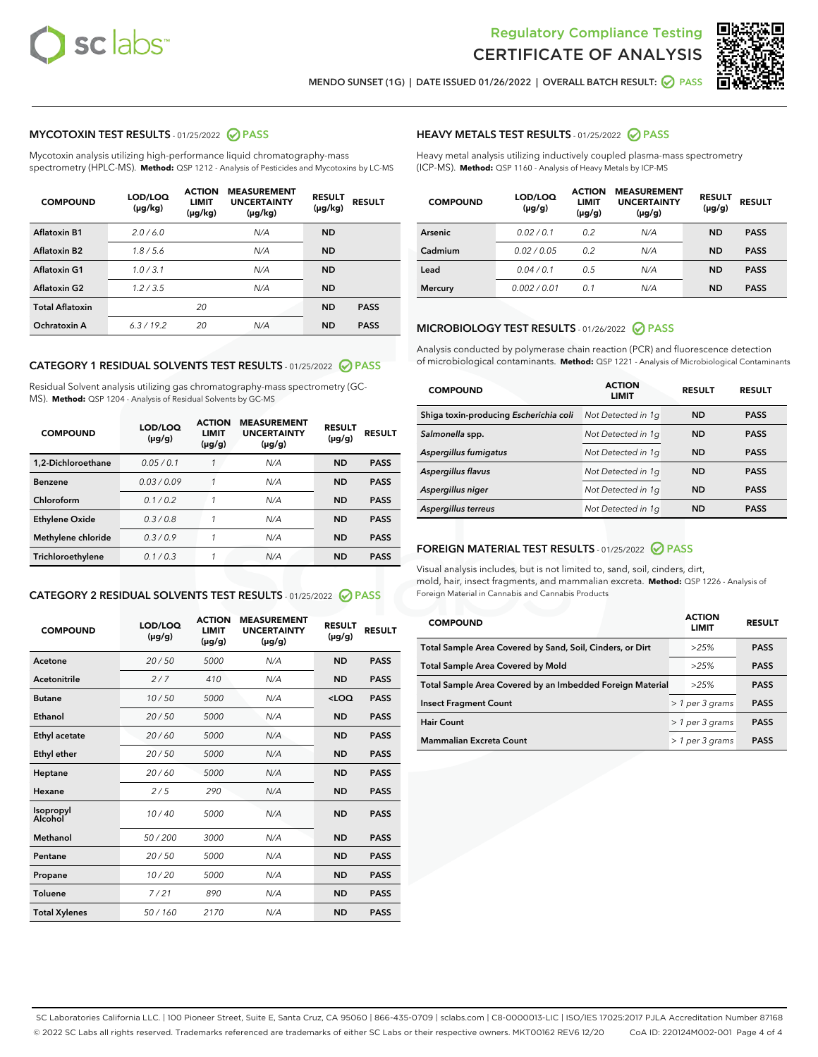Regulatory Compliance Testing
# CERTIFICATE OF ANALYSIS

MENDO SUNSET (1G) | DATE ISSUED 01/26/2022 | OVERALL BATCH RESULT: PASS

## MYCOTOXIN TEST RESULTS - 01/25/2022 PASS

Mycotoxin analysis utilizing high-performance liquid chromatography-mass spectrometry (HPLC-MS). **Method:** QSP 1212 - Analysis of Pesticides and Mycotoxins by LC-MS

| COMPOUND | LOD/LOQ (μg/kg) | ACTION LIMIT (μg/kg) | MEASUREMENT UNCERTAINTY (μg/kg) | RESULT (μg/kg) | RESULT |
|---|---|---|---|---|---|
| Aflatoxin B1 | 2.0 / 6.0 | | N/A | ND | |
| Aflatoxin B2 | 1.8 / 5.6 | | N/A | ND | |
| Aflatoxin G1 | 1.0 / 3.1 | | N/A | ND | |
| Aflatoxin G2 | 1.2 / 3.5 | | N/A | ND | |
| Total Aflatoxin | | 20 | | ND | PASS |
| Ochratoxin A | 6.3 / 19.2 | 20 | N/A | ND | PASS |

## CATEGORY 1 RESIDUAL SOLVENTS TEST RESULTS - 01/25/2022 PASS

Residual Solvent analysis utilizing gas chromatography-mass spectrometry (GC-MS). **Method:** QSP 1204 - Analysis of Residual Solvents by GC-MS

| COMPOUND | LOD/LOQ (μg/g) | ACTION LIMIT (μg/g) | MEASUREMENT UNCERTAINTY (μg/g) | RESULT (μg/g) | RESULT |
|---|---|---|---|---|---|
| 1,2-Dichloroethane | 0.05 / 0.1 | 1 | N/A | ND | PASS |
| Benzene | 0.03 / 0.09 | 1 | N/A | ND | PASS |
| Chloroform | 0.1 / 0.2 | 1 | N/A | ND | PASS |
| Ethylene Oxide | 0.3 / 0.8 | 1 | N/A | ND | PASS |
| Methylene chloride | 0.3 / 0.9 | 1 | N/A | ND | PASS |
| Trichloroethylene | 0.1 / 0.3 | 1 | N/A | ND | PASS |

## CATEGORY 2 RESIDUAL SOLVENTS TEST RESULTS - 01/25/2022 PASS

| COMPOUND | LOD/LOQ (μg/g) | ACTION LIMIT (μg/g) | MEASUREMENT UNCERTAINTY (μg/g) | RESULT (μg/g) | RESULT |
|---|---|---|---|---|---|
| Acetone | 20 / 50 | 5000 | N/A | ND | PASS |
| Acetonitrile | 2 / 7 | 410 | N/A | ND | PASS |
| Butane | 10 / 50 | 5000 | N/A | <LOQ | PASS |
| Ethanol | 20 / 50 | 5000 | N/A | ND | PASS |
| Ethyl acetate | 20 / 60 | 5000 | N/A | ND | PASS |
| Ethyl ether | 20 / 50 | 5000 | N/A | ND | PASS |
| Heptane | 20 / 60 | 5000 | N/A | ND | PASS |
| Hexane | 2 / 5 | 290 | N/A | ND | PASS |
| Isopropyl Alcohol | 10 / 40 | 5000 | N/A | ND | PASS |
| Methanol | 50 / 200 | 3000 | N/A | ND | PASS |
| Pentane | 20 / 50 | 5000 | N/A | ND | PASS |
| Propane | 10 / 20 | 5000 | N/A | ND | PASS |
| Toluene | 7 / 21 | 890 | N/A | ND | PASS |
| Total Xylenes | 50 / 160 | 2170 | N/A | ND | PASS |

## HEAVY METALS TEST RESULTS - 01/25/2022 PASS

Heavy metal analysis utilizing inductively coupled plasma-mass spectrometry (ICP-MS). **Method:** QSP 1160 - Analysis of Heavy Metals by ICP-MS

| COMPOUND | LOD/LOQ (μg/g) | ACTION LIMIT (μg/g) | MEASUREMENT UNCERTAINTY (μg/g) | RESULT (μg/g) | RESULT |
|---|---|---|---|---|---|
| Arsenic | 0.02 / 0.1 | 0.2 | N/A | ND | PASS |
| Cadmium | 0.02 / 0.05 | 0.2 | N/A | ND | PASS |
| Lead | 0.04 / 0.1 | 0.5 | N/A | ND | PASS |
| Mercury | 0.002 / 0.01 | 0.1 | N/A | ND | PASS |

## MICROBIOLOGY TEST RESULTS - 01/26/2022 PASS

Analysis conducted by polymerase chain reaction (PCR) and fluorescence detection of microbiological contaminants. **Method:** QSP 1221 - Analysis of Microbiological Contaminants

| COMPOUND | ACTION LIMIT | RESULT | RESULT |
|---|---|---|---|
| Shiga toxin-producing *Escherichia coli* | Not Detected in 1g | ND | PASS |
| *Salmonella* spp. | Not Detected in 1g | ND | PASS |
| *Aspergillus fumigatus* | Not Detected in 1g | ND | PASS |
| *Aspergillus flavus* | Not Detected in 1g | ND | PASS |
| *Aspergillus niger* | Not Detected in 1g | ND | PASS |
| *Aspergillus terreus* | Not Detected in 1g | ND | PASS |

## FOREIGN MATERIAL TEST RESULTS - 01/25/2022 PASS

Visual analysis includes, but is not limited to, sand, soil, cinders, dirt, mold, hair, insect fragments, and mammalian excreta. **Method:** QSP 1226 - Analysis of Foreign Material in Cannabis and Cannabis Products

| COMPOUND | ACTION LIMIT | RESULT |
|---|---|---|
| Total Sample Area Covered by Sand, Soil, Cinders, or Dirt | >25% | PASS |
| Total Sample Area Covered by Mold | >25% | PASS |
| Total Sample Area Covered by an Imbedded Foreign Material | >25% | PASS |
| Insect Fragment Count | > 1 per 3 grams | PASS |
| Hair Count | > 1 per 3 grams | PASS |
| Mammalian Excreta Count | > 1 per 3 grams | PASS |

SC Laboratories California LLC. | 100 Pioneer Street, Suite E, Santa Cruz, CA 95060 | 866-435-0709 | sclabs.com | C8-0000013-LIC | ISO/IES 17025:2017 PJLA Accreditation Number 87168
© 2022 SC Labs all rights reserved. Trademarks referenced are trademarks of either SC Labs or their respective owners. MKT00162 REV6 12/20 CoA ID: 220124M002-001